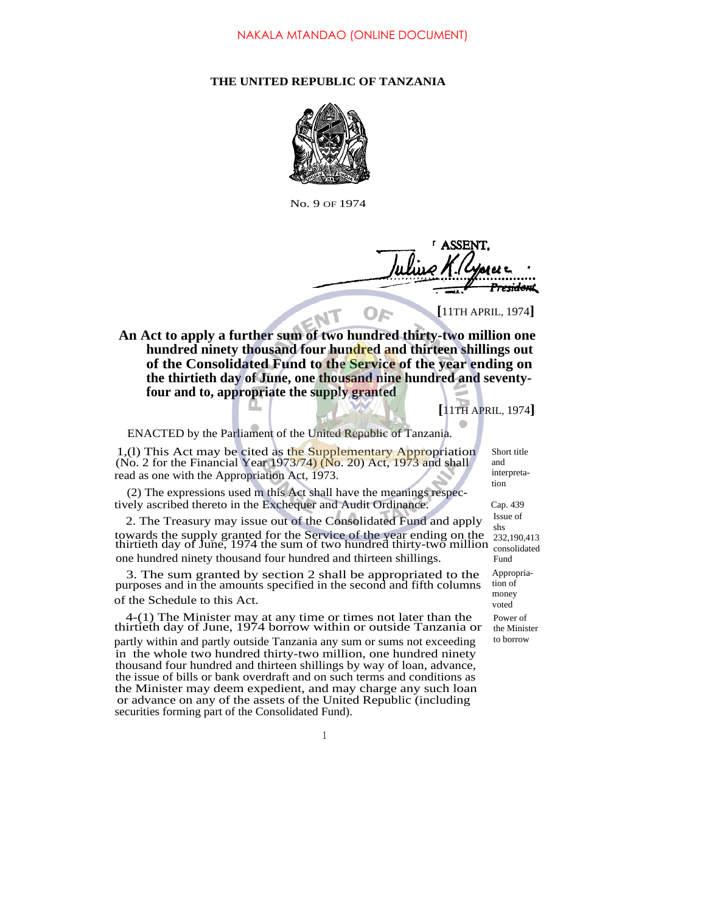NAKALA MTANDAO (ONLINE DOCUMENT)

**THE UNITED REPUBLIC OF TANZANIA**

No. 9 OF 1974

I ASSENT,

Julius K. Nyerere

President

[11TH APRIL, 1974]

**An Act to apply a further sum of two hundred thirty-two million one hundred ninety thousand four hundred and thirteen shillings out of the Consolidated Fund to the Service of the year ending on the thirtieth day of June, one thousand nine hundred and seventy-four and to, appropriate the supply granted**

[11TH APRIL, 1974]

ENACTED by the Parliament of the United Republic of Tanzania.

*Short title and interpretation*

1,(l) This Act may be cited as the Supplementary Appropriation (No. 2 for the Financial Year 1973/74) (No. 20) Act, 1973 and shall read as one with the Appropriation Act, 1973.

*Cap. 439*

(2) The expressions used m this Act shall have the meanings respectively ascribed thereto in the Exchequer and Audit Ordinance.

*Issue of shs 232,190,413 consolidated Fund*

2. The Treasury may issue out of the Consolidated Fund and apply towards the supply granted for the Service of the year ending on the thirtieth day of June, 1974 the sum of two hundred thirty-two million one hundred ninety thousand four hundred and thirteen shillings.

*Appropriation of money voted*

3. The sum granted by section 2 shall be appropriated to the purposes and in the amounts specified in the second and fifth columns of the Schedule to this Act.

*Power of the Minister to borrow*

4-(1) The Minister may at any time or times not later than the thirtieth day of June, 1974 borrow within or outside Tanzania or partly within and partly outside Tanzania any sum or sums not exceeding in the whole two hundred thirty-two million, one hundred ninety thousand four hundred and thirteen shillings by way of loan, advance, the issue of bills or bank overdraft and on such terms and conditions as the Minister may deem expedient, and may charge any such loan or advance on any of the assets of the United Republic (including securities forming part of the Consolidated Fund).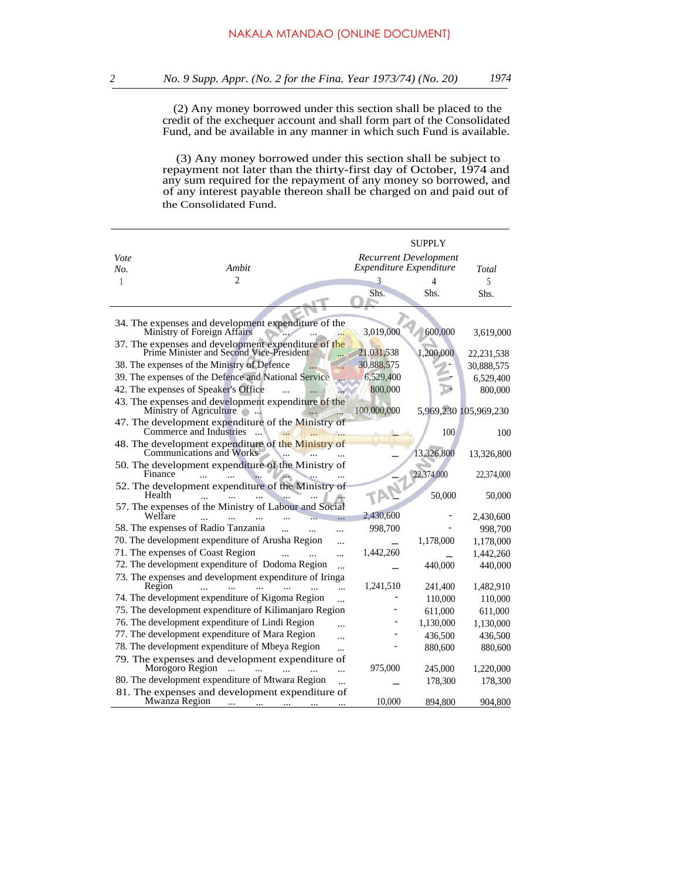NAKALA MTANDAO (ONLINE DOCUMENT)

(2) Any money borrowed under this section shall be placed to the credit of the exchequer account and shall form part of the Consolidated Fund, and be available in any manner in which such Fund is available.

(3) Any money borrowed under this section shall be subject to repayment not later than the thirty-first day of October, 1974 and any sum required for the repayment of any money so borrowed, and of any interest payable thereon shall be charged on and paid out of the Consolidated Fund.

| Vote No. | Ambit | SUPPLY Recurrent Expenditure | Development Expenditure | Total |
|---|---|---|---|---|
| 1 | 2 | 3 | 4 | 5 |
| | | Shs. | Shs. | Shs. |
| 34. | The expenses and development expenditure of the Ministry of Foreign Affairs ... ... ... | 3,019,000 | 600,000 | 3,619,000 |
| 37. | The expenses and development expenditure of the Prime Minister and Second Vice-President ... | 21,031,538 | 1,200,000 | 22,231,538 |
| 38. | The expenses of the Ministry of Defence ... | 30,888,575 | - | 30,888,575 |
| 39. | The expenses of the Defence and National Service ... | 6,529,400 | - | 6,529,400 |
| 42. | The expenses of Speaker's Office ... ... ... | 800,000 | - | 800,000 |
| 43. | The expenses and development expenditure of the Ministry of Agriculture ... ... ... | 100,000,000 | 5,969,230 | 105,969,230 |
| 47. | The development expenditure of the Ministry of Commerce and Industries ... ... ... | – | 100 | 100 |
| 48. | The development expenditure of the Ministry of Communications and Works ... ... ... | – | 13,326,800 | 13,326,800 |
| 50. | The development expenditure of the Ministry of Finance ... ... ... ... ... ... | – | 22,374,000 | 22,374,000 |
| 52. | The development expenditure of the Ministry of Health ... ... ... ... ... ... | – | 50,000 | 50,000 |
| 57. | The expenses of the Ministry of Labour and Social Welfare ... ... ... ... ... ... | 2,430,600 | - | 2,430,600 |
| 58. | The expenses of Radio Tanzania ... ... ... | 998,700 | - | 998,700 |
| 70. | The development expenditure of Arusha Region ... | – | 1,178,000 | 1,178,000 |
| 71. | The expenses of Coast Region ... ... ... | 1,442,260 | – | 1,442,260 |
| 72. | The development expenditure of Dodoma Region ... | – | 440,000 | 440,000 |
| 73. | The expenses and development expenditure of Iringa Region ... ... ... ... ... ... | 1,241,510 | 241,400 | 1,482,910 |
| 74. | The development expenditure of Kigoma Region ... | - | 110,000 | 110,000 |
| 75. | The development expenditure of Kilimanjaro Region | - | 611,000 | 611,000 |
| 76. | The development expenditure of Lindi Region ... | - | 1,130,000 | 1,130,000 |
| 77. | The development expenditure of Mara Region ... | - | 436,500 | 436,500 |
| 78. | The development expenditure of Mbeya Region ... | - | 880,600 | 880,600 |
| 79. | The expenses and development expenditure of Morogoro Region ... ... ... ... ... | 975,000 | 245,000 | 1,220,000 |
| 80. | The development expenditure of Mtwara Region ... | – | 178,300 | 178,300 |
| 81. | The expenses and development expenditure of Mwanza Region ... ... ... ... ... | 10,000 | 894,800 | 904,800 |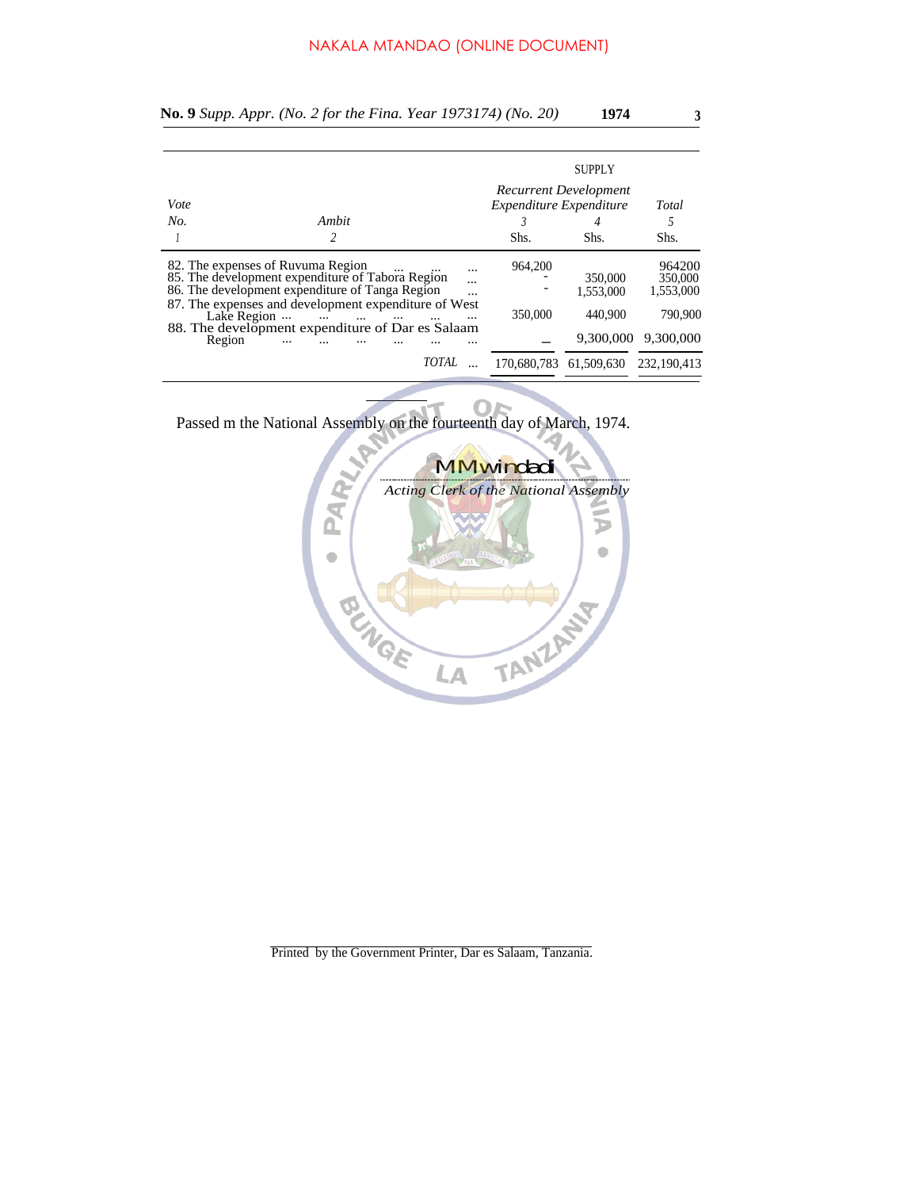| Vote No. | Ambit | SUPPLY Recurrent Expenditure | Development Expenditure | Total |
|---|---|---|---|---|
| *1* | *2* | *3* Shs. | *4* Shs. | *5* Shs. |
| 82. | The expenses of Ruvuma Region ... ... ... | 964,200 | | 964200 |
| 85. | The development expenditure of Tabora Region ... | - | 350,000 | 350,000 |
| 86. | The development expenditure of Tanga Region ... | - | 1,553,000 | 1,553,000 |
| 87. | The expenses and development expenditure of West Lake Region ... ... ... ... ... ... ... | 350,000 | 440,900 | 790,900 |
| 88. | The development expenditure of Dar es Salaam Region ... ... ... ... ... ... | – | 9,300,000 | 9,300,000 |
| | *TOTAL* ... | 170,680,783 | 61,509,630 | 232,190,413 |

Passed m the National Assembly on the fourteenth day of March, 1974.

M Mwindadi

*Acting Clerk of the National Assembly*